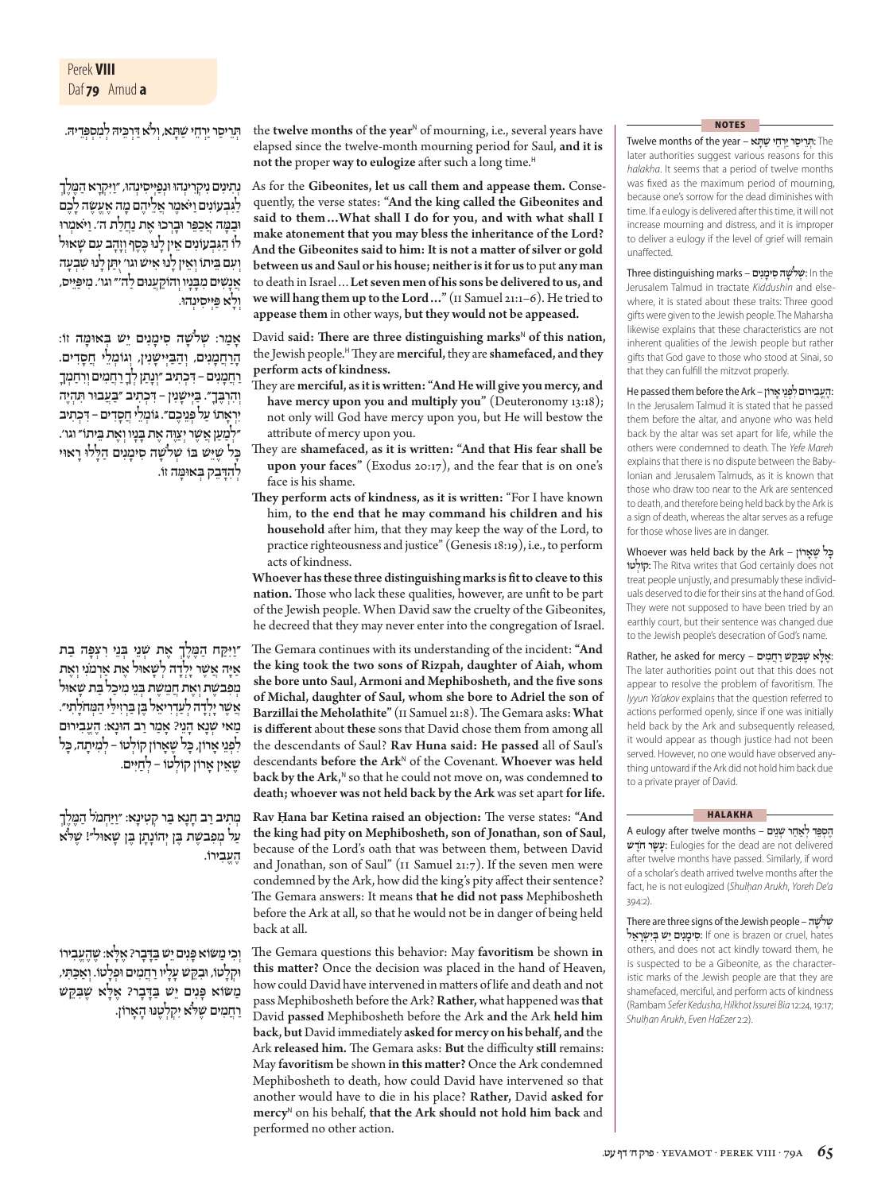Perek **VIII**
Daf **79** Amud **a**

תְּרֵיסַר יַרְחֵי שַׁתָּא, וְלָא דַּרְכֵּיהּ לְמִסְפְּדֵיהּ.

the **twelve months** of **the year**^N of mourning, i.e., several years have elapsed since the twelve-month mourning period for Saul, **and it is not the** proper **way to eulogize** after such a long time.^H

נְתִינִים נִיקְרִינְהוּ וּנְפַיְּיסִינְהוּ, ״וַיִּקְרָא הַמֶּלֶךְ לַגִּבְעוֹנִים וַיֹּאמֶר אֲלֵיהֶם מָה אֶעֱשֶׂה לָכֶם וּבַמָּה אֲכַפֵּר וּבָרְכוּ אֶת נַחֲלַת ה׳. וַיֹּאמְרוּ לוֹ הַגִּבְעוֹנִים אֵין לָנוּ כֶּסֶף וְזָהָב עִם שָׁאוּל וְעִם בֵּיתוֹ וְאֵין לָנוּ אִישׁ וגו׳ יֻתַּן לָנוּ שִׁבְעָה אֲנָשִׁים מִבָּנָיו וְהוֹקַעֲנוּם לַה׳״ וגו׳. מִיפַּיֵּיס, וְלָא פַּיְּיסִינְהוּ.

As for the **Gibeonites, let us call them and appease them.** Consequently, the verse states: **"And the king called the Gibeonites and said to them…What shall I do for you, and with what shall I make atonement that you may bless the inheritance of the Lord? And the Gibeonites said to him: It is not a matter of silver or gold between us and Saul or his house; neither is it for us** to put **any man** to death in Israel… **Let seven men of his sons be delivered to us, and we will hang them up to the Lord…"** (II Samuel 21:1–6). He tried to **appease them** in other ways, **but they would not be appeased.**

אָמַר: שְׁלֹשָׁה סִימָנִים יֵשׁ בְּאוּמָּה זוֹ: הָרַחְמָנִים, וְהַבַּיְּישָׁנִין, וְגוֹמְלֵי חֲסָדִים. רַחְמָנִים – דִּכְתִיב ״וְנָתַן לְךָ רַחֲמִים וְרִחַמְךָ וְהִרְבֶּךָ״. בַּיְּישָׁנִין – דִּכְתִיב ״בַּעֲבוּר תִּהְיֶה יִרְאָתוֹ עַל פְּנֵיכֶם״. גּוֹמְלֵי חֲסָדִים – דִּכְתִיב ״לְמַעַן אֲשֶׁר יְצַוֶּה אֶת בָּנָיו וְאֶת בֵּיתוֹ״ וגו׳. כׇּל שֶׁיֵּשׁ בּוֹ שְׁלֹשָׁה סִימָנִים הַלָּלוּ רָאוּי לְהִדַּבֵּק בְּאוּמָּה זוֹ.

David **said: There are three distinguishing marks**^N **of this nation,** the Jewish people.^H They are **merciful,** they are **shamefaced, and they perform acts of kindness.**

They are **merciful, as it is written: "And He will give you mercy, and have mercy upon you and multiply you"** (Deuteronomy 13:18); not only will God have mercy upon you, but He will bestow the attribute of mercy upon you.

They are **shamefaced, as it is written: "And that His fear shall be upon your faces"** (Exodus 20:17), and the fear that is on one's face is his shame.

**They perform acts of kindness, as it is written:** "For I have known him, **to the end that he may command his children and his household** after him, that they may keep the way of the Lord, to practice righteousness and justice" (Genesis 18:19), i.e., to perform acts of kindness.

**Whoever has these three distinguishing marks is fit to cleave to this nation.** Those who lack these qualities, however, are unfit to be part of the Jewish people. When David saw the cruelty of the Gibeonites, he decreed that they may never enter into the congregation of Israel.

״וַיִּקַּח הַמֶּלֶךְ אֶת שְׁנֵי בְּנֵי רִצְפָּה בַת אַיָּה אֲשֶׁר יָלְדָה לְשָׁאוּל אֶת אַרְמֹנִי וְאֶת מְפִבֹשֶׁת וְאֶת חֲמֵשֶׁת בְּנֵי מִיכַל בַּת שָׁאוּל אֲשֶׁר יָלְדָה לְעַדְרִיאֵל בֶּן בַּרְזִילַּי הַמְּחֹלָתִי״. מַאי שְׁנָא הָנֵי? אָמַר רַב הוּנָא: הֶעֱבִירוּם לִפְנֵי אָרוֹן, כׇּל שֶׁאָרוֹן קוֹלְטוֹ – לְמִיתָה, כׇּל שֶׁאֵין אָרוֹן קוֹלְטוֹ – לְחַיִּים.

The Gemara continues with its understanding of the incident: **"And the king took the two sons of Rizpah, daughter of Aiah, whom she bore unto Saul, Armoni and Mephibosheth, and the five sons of Michal, daughter of Saul, whom she bore to Adriel the son of Barzillai the Meholathite"** (II Samuel 21:8). The Gemara asks: **What is different** about **these** sons that David chose them from among all the descendants of Saul? **Rav Huna said: He passed** all of Saul's descendants **before the Ark**^N of the Covenant. **Whoever was held back by the Ark,**^N so that he could not move on, was condemned **to death; whoever was not held back by the Ark** was set apart **for life.**

מְתִיב רַב חָנָא בַּר קְטִינָא: ״וַיַּחְמֹל הַמֶּלֶךְ עַל מְפִיבֹשֶׁת בֶּן יְהוֹנָתָן בֶּן שָׁאוּל״! שֶׁלֹּא הֶעֱבִירוֹ.

**Rav Ḥana bar Ketina raised an objection:** The verse states: **"And the king had pity on Mephibosheth, son of Jonathan, son of Saul,** because of the Lord's oath that was between them, between David and Jonathan, son of Saul" (II Samuel 21:7). If the seven men were condemned by the Ark, how did the king's pity affect their sentence? The Gemara answers: It means **that he did not pass** Mephibosheth before the Ark at all, so that he would not be in danger of being held back at all.

וְכִי מַשּׂוֹא פָּנִים יֵשׁ בַּדָּבָר? אֶלָּא: שֶׁהֶעֱבִירוֹ וּקְלָטוֹ, וּבִקֵּשׁ עָלָיו רַחֲמִים וּפְלָטוֹ. וְאַכַּתִּי, מַשּׂוֹא פָּנִים יֵשׁ בַּדָּבָר? אֶלָּא שֶׁבִּקֵּשׁ רַחֲמִים שֶׁלֹּא יִקְלְטֶנּוּ הָאָרוֹן.

The Gemara questions this behavior: May **favoritism** be shown **in this matter?** Once the decision was placed in the hand of Heaven, how could David have intervened in matters of life and death and not pass Mephibosheth before the Ark? **Rather,** what happened was **that** David **passed** Mephibosheth before the Ark **and** the Ark **held him back, but** David immediately **asked for mercy on his behalf, and** the Ark **released him.** The Gemara asks: **But** the difficulty **still** remains: May **favoritism** be shown **in this matter?** Once the Ark condemned Mephibosheth to death, how could David have intervened so that another would have to die in his place? **Rather,** David **asked for mercy**^N on his behalf, **that the Ark should not hold him back** and performed no other action.

**NOTES**

Twelve months of the year – תְּרֵיסַר יַרְחֵי שַׁתָּא: The later authorities suggest various reasons for this *halakha*. It seems that a period of twelve months was fixed as the maximum period of mourning, because one's sorrow for the dead diminishes with time. If a eulogy is delivered after this time, it will not increase mourning and distress, and it is improper to deliver a eulogy if the level of grief will remain unaffected.

Three distinguishing marks – שְׁלֹשָׁה סִימָנִים: In the Jerusalem Talmud in tractate *Kiddushin* and elsewhere, it is stated about these traits: Three good gifts were given to the Jewish people. The Maharsha likewise explains that these characteristics are not inherent qualities of the Jewish people but rather gifts that God gave to those who stood at Sinai, so that they can fulfill the mitzvot properly.

He passed them before the Ark – הֶעֱבִירוּם לִפְנֵי אָרוֹן: In the Jerusalem Talmud it is stated that he passed them before the altar, and anyone who was held back by the altar was set apart for life, while the others were condemned to death. The *Yefe Mareh* explains that there is no dispute between the Babylonian and Jerusalem Talmuds, as it is known that those who draw too near to the Ark are sentenced to death, and therefore being held back by the Ark is a sign of death, whereas the altar serves as a refuge for those whose lives are in danger.

Whoever was held back by the Ark – כׇּל שֶׁאָרוֹן קוֹלְטוֹ: The Ritva writes that God certainly does not treat people unjustly, and presumably these individuals deserved to die for their sins at the hand of God. They were not supposed to have been tried by an earthly court, but their sentence was changed due to the Jewish people's desecration of God's name.

Rather, he asked for mercy – אֶלָּא שֶׁבִּקֵּשׁ רַחֲמִים: The later authorities point out that this does not appear to resolve the problem of favoritism. The *Iyyun Ya'akov* explains that the question referred to actions performed openly, since if one was initially held back by the Ark and subsequently released, it would appear as though justice had not been served. However, no one would have observed anything untoward if the Ark did not hold him back due to a private prayer of David.

**HALAKHA**

A eulogy after twelve months – הֶסְפֵּד לְאַחַר שְׁנֵים עָשָׂר חֹדֶשׁ: Eulogies for the dead are not delivered after twelve months have passed. Similarly, if word of a scholar's death arrived twelve months after the fact, he is not eulogized (*Shulḥan Arukh*, *Yoreh De'a* 394:2).

There are three signs of the Jewish people – שְׁלֹשָׁה סִימָנִים יֵשׁ בְּיִשְׂרָאֵל: If one is brazen or cruel, hates others, and does not act kindly toward them, he is suspected to be a Gibeonite, as the characteristic marks of the Jewish people are that they are shamefaced, merciful, and perform acts of kindness (Rambam *Sefer Kedusha*, *Hilkhot Issurei Bia* 12:24, 19:17; *Shulḥan Arukh*, *Even HaEzer* 2:2).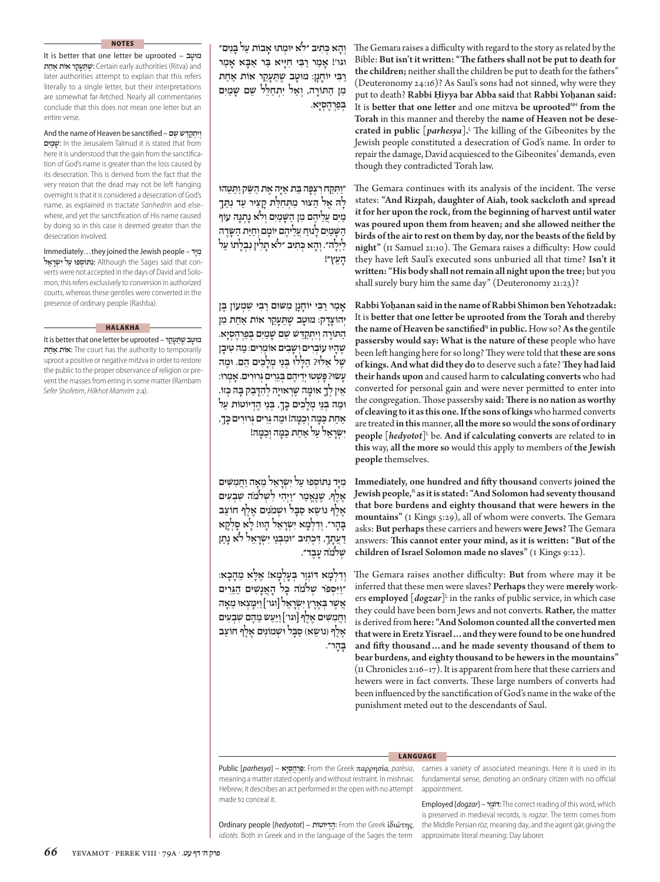## NOTES

**It is better that one letter be uprooted** – **מוּטָב שֶׁתֵּעָקֵר אוֹת אַחַת**: Certain early authorities (Ritva) and later authorities attempt to explain that this refers literally to a single letter, but their interpretations are somewhat far-fetched. Nearly all commentaries conclude that this does not mean one letter but an entire verse.

**And the name of Heaven be sanctified** – **וְיִתְקַדֵּשׁ שֵׁם שָׁמַיִם**: In the Jerusalem Talmud it is stated that from here it is understood that the gain from the sanctification of God's name is greater than the loss caused by its desecration. This is derived from the fact that the very reason that the dead may not be left hanging overnight is that it is considered a desecration of God's name, as explained in tractate *Sanhedrin* and elsewhere, and yet the sanctification of His name caused by doing so in this case is deemed greater than the desecration involved.

**Immediately…they joined the Jewish people** – **מִיָּד נִתּוֹסְפוּ עַל יִשְׂרָאֵל**: Although the Sages said that converts were not accepted in the days of David and Solomon, this refers exclusively to conversion in authorized courts, whereas these gentiles were converted in the presence of ordinary people (Rashba).

## HALAKHA

**It is better that one letter be uprooted** – **מוּטָב שֶׁתֵּעָקֵר אוֹת אַחַת**: The court has the authority to temporarily uproot a positive or negative mitzva in order to restore the public to the proper observance of religion or prevent the masses from erring in some matter (Rambam *Sefer Shofetim*, *Hilkhot Mamrim* 2:4).

וְהָא כְּתִיב ״לֹא יוּמְתוּ אָבוֹת עַל בָּנִים״ וגו׳! אָמַר רַבִּי חִיָּיא בַּר אַבָּא אָמַר רַבִּי יוֹחָנָן: מוּטָב שֶׁתֵּעָקֵר אוֹת אַחַת מִן הַתּוֹרָה, וְאַל יִתְחַלֵּל שֵׁם שָׁמַיִם בְּפַרְהֶסְיָא.

The Gemara raises a difficulty with regard to the story as related by the Bible: **But isn't it written: "The fathers shall not be put to death for the children;** neither shall the children be put to death for the fathers" (Deuteronomy 24:16)? As Saul's sons had not sinned, why were they put to death? **Rabbi Ḥiyya bar Abba said** that **Rabbi Yoḥanan said:** It is **better that one letter** and one mitzva **be uprooted**[NH] **from the Torah** in this manner and thereby the **name of Heaven not be desecrated in public** [*parhesya*].[L] The killing of the Gibeonites by the Jewish people constituted a desecration of God's name. In order to repair the damage, David acquiesced to the Gibeonites' demands, even though they contradicted Torah law.

״וַתִּקַּח רִצְפָּה בַת אַיָּה אֶת הַשַּׂק וַתַּטֵּהוּ לָהּ אֶל הַצּוּר מִתְּחִלַּת קָצִיר עַד נִתַּךְ מַיִם עֲלֵיהֶם מִן הַשָּׁמַיִם וְלֹא נָתְנָה עוֹף הַשָּׁמַיִם לָנוּחַ עֲלֵיהֶם יוֹמָם וְחַיַּת הַשָּׂדֶה לָיְלָה״. וְהָא כְּתִיב ״לֹא תָלִין נִבְלָתוֹ עַל הָעֵץ״!

The Gemara continues with its analysis of the incident. The verse states: **"And Rizpah, daughter of Aiah, took sackcloth and spread it for her upon the rock, from the beginning of harvest until water was poured upon them from heaven; and she allowed neither the birds of the air to rest on them by day, nor the beasts of the field by night"** (II Samuel 21:10). The Gemara raises a difficulty: How could they have left Saul's executed sons unburied all that time? **Isn't it written: "His body shall not remain all night upon the tree;** but you shall surely bury him the same day" (Deuteronomy 21:23)?

אָמַר רַבִּי יוֹחָנָן מִשּׁוּם רַבִּי שִׁמְעוֹן בֶּן יְהוֹצָדָק: מוּטָב שֶׁתֵּעָקֵר אוֹת אַחַת מִן הַתּוֹרָה וְיִתְקַדֵּשׁ שֵׁם שָׁמַיִם בְּפַרְהֶסְיָא. שֶׁהָיוּ עוֹבְרִים וְשָׁבִים אוֹמְרִים: מָה טִיבָן שֶׁל אֵלּוּ? הַלָּלוּ בְּנֵי מְלָכִים הֵם. וּמָה עָשׂוּ? פָּשְׁטוּ יְדֵיהֶם בְּגֵרִים גְּרוּרִים. אָמְרוּ: אֵין לְךָ אוּמָּה שֶׁרְאוּיָה לְהִדַּבֵּק בָּהּ כְּזוֹ. וּמָה בְּנֵי מְלָכִים כָּךְ, בְּנֵי הֶדְיוֹטוֹת עַל אַחַת כַּמָּה וְכַמָּה! וּמָה גֵּרִים גְּרוּרִים כָּךְ, יִשְׂרָאֵל עַל אַחַת כַּמָּה וְכַמָּה!

**Rabbi Yoḥanan said in the name of Rabbi Shimon ben Yehotzadak:** It is **better that one letter be uprooted from the Torah and** thereby **the name of Heaven be sanctified**[N] **in public.** How so? **As the** gentile **passersby would say: What is the nature of these** people who have been left hanging here for so long? They were told that **these are sons of kings. And what did they do** to deserve such a fate? **They had laid their hands upon** and caused harm to **calculating converts** who had converted for personal gain and were never permitted to enter into the congregation. Those passersby **said: There is no nation as worthy of cleaving to it as this one. If the sons of kings** who harmed converts are treated **in this** manner, **all the more so** would **the sons of ordinary people** [*hedyotot*][L] be. **And if calculating converts** are related to **in this** way, **all the more so** would this apply to members of **the Jewish people** themselves.

מִיָּד נִתּוֹסְפוּ עַל יִשְׂרָאֵל מֵאָה וַחֲמִשִּׁים אֶלֶף, שֶׁנֶּאֱמַר ״וַיְהִי לִשְׁלֹמֹה שִׁבְעִים אֶלֶף נֹשֵׂא סַבָּל וּשְׁמֹנִים אֶלֶף חֹצֵב בָּהָר״. וְדִלְמָא יִשְׂרָאֵל הָווּ! לָא סָלְקָא דַּעְתָּךְ, דִּכְתִיב ״וּמִבְּנֵי יִשְׂרָאֵל לֹא נָתַן שְׁלֹמֹה עָבֶד״.

**Immediately, one hundred and fifty thousand** converts **joined the Jewish people,**[N] **as it is stated: "And Solomon had seventy thousand that bore burdens and eighty thousand that were hewers in the mountains"** (I Kings 5:29), all of whom were converts. The Gemara asks: **But perhaps** these carriers and hewers **were Jews? This cannot enter your mind, as it is written: "But of the children of Israel Solomon made no slaves"** (I Kings 9:22).

וְדִלְמָא דּוֹגְזַר בְּעָלְמָא! אֶלָּא מֵהָכָא: ״וַיִּסְפֹּר שְׁלֹמֹה כָּל הָאֲנָשִׁים הַגֵּיּוֹרִים אֲשֶׁר בְּאֶרֶץ יִשְׂרָאֵל [וגו׳] וַיִּמָּצְאוּ מֵאָה וַחֲמִשִּׁים אֶלֶף [וגו׳] וַיַּעַשׂ מֵהֶם שִׁבְעִים אֶלֶף (נוֹשֵׂא) סַבָּל וּשְׁמוֹנִים אֶלֶף חֹצֵב בָּהָר״.

The Gemara raises another difficulty: **But** from where may it be inferred that these men were slaves? **Perhaps** they were **merely** workers **employed** [*dogzar*][L] in the ranks of public service, in which case they could have been born Jews and not converts. **Rather,** the matter is derived from **here: "And Solomon counted all the converted men that were in Eretz Yisrael…and they were found to be one hundred and fifty thousand…and he made seventy thousand of them to bear burdens, and eighty thousand to be hewers in the mountains"** (II Chronicles 2:16–17). It is apparent from here that these carriers and hewers were in fact converts. These large numbers of converts had been influenced by the sanctification of God's name in the wake of the punishment meted out to the descendants of Saul.

## LANGUAGE

**Public** [*parhesya*] – **פַּרְהֶסְיָא**: From the Greek παρρησία, *parēsia*, meaning a matter stated openly and without restraint. In mishnaic Hebrew, it describes an act performed in the open with no attempt made to conceal it.

**Ordinary people** [*hedyotot*] – **הֶדְיוֹטוֹת**: From the Greek ἰδιώτης, *idiotès*. Both in Greek and in the language of the Sages the term carries a variety of associated meanings. Here it is used in its fundamental sense, denoting an ordinary citizen with no official appointment.

**Employed** [*dogzar*] – **דּוֹגְזַר**: The correct reading of this word, which is preserved in medieval records, is *rogzar*. The term comes from the Middle Persian rōz, meaning day, and the agent gār, giving the approximate literal meaning: Day laborer.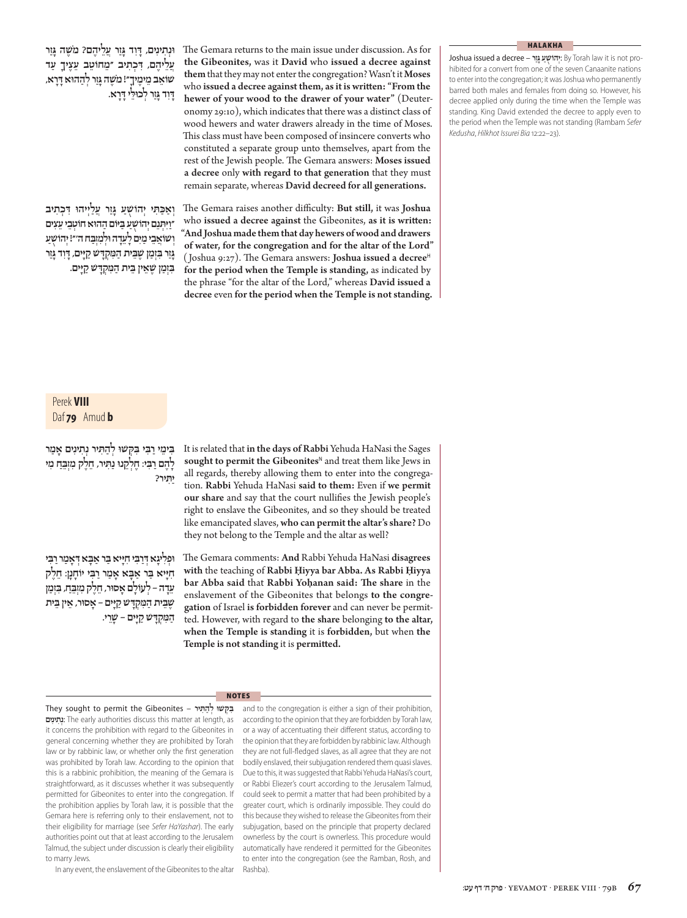וּנְתִינִים, דָּוִד גָּזַר עֲלֵיהֶם? מֹשֶׁה גָּזַר עֲלֵיהֶם, דִּכְתִיב ״מֵחוֹטֵב עֵצֶיךָ עַד שֹׁאֵב מֵימֶיךָ״! מֹשֶׁה גָּזַר לְהָהוּא דָּרָא, דָּוִד גָּזַר לְכוּלֵּי דָּרֵי.

The Gemara returns to the main issue under discussion. As for **the Gibeonites,** was it **David** who **issued a decree against them** that they may not enter the congregation? Wasn't it **Moses** who **issued a decree against them, as it is written: "From the hewer of your wood to the drawer of your water"** (Deuteronomy 29:10), which indicates that there was a distinct class of wood hewers and water drawers already in the time of Moses. This class must have been composed of insincere converts who constituted a separate group unto themselves, apart from the rest of the Jewish people. The Gemara answers: **Moses issued a decree** only **with regard to that generation** that they must remain separate, whereas **David decreed for all generations.**

וְאַכַּתִּי יְהוֹשֻׁעַ גָּזַר עֲלַיְיהוּ דִּכְתִיב ״וַיִּתְּנֵם יְהוֹשֻׁעַ בַּיּוֹם הַהוּא חוֹטְבֵי עֵצִים וְשׁוֹאֲבֵי מַיִם לָעֵדָה וּלְמִזְבַּח ה׳״! יְהוֹשֻׁעַ גָּזַר בִּזְמַן שֶׁבֵּית הַמִּקְדָּשׁ קַיָּים, דָּוִד גָּזַר בִּזְמַן שֶׁאֵין בֵּית הַמִּקְדָּשׁ קַיָּים.

The Gemara raises another difficulty: **But still,** it was **Joshua** who **issued a decree against** the Gibeonites, **as it is written: "And Joshua made them that day hewers of wood and drawers of water, for the congregation and for the altar of the Lord"** (Joshua 9:27). The Gemara answers: **Joshua issued a decree**[H] **for the period when the Temple is standing,** as indicated by the phrase "for the altar of the Lord," whereas **David issued a decree** even **for the period when the Temple is not standing.**

### HALAKHA

**Joshua issued a decree – יְהוֹשֻׁעַ גָּזַר:** By Torah law it is not prohibited for a convert from one of the seven Canaanite nations to enter into the congregation; it was Joshua who permanently barred both males and females from doing so. However, his decree applied only during the time when the Temple was standing. King David extended the decree to apply even to the period when the Temple was not standing (Rambam *Sefer Kedusha*, *Hilkhot Issurei Bia* 12:22–23).

## Perek **VIII**
## Daf **79** Amud **b**

בִּימֵי רַבִּי בִּקְּשׁוּ לְהַתִּיר נְתִינִים אָמַר לָהֶם רַבִּי: חֶלְקֵנוּ נַתִּיר, חֵלֶק מִזְבֵּחַ מִי יַתִּיר?

It is related that **in the days of Rabbi** Yehuda HaNasi the Sages **sought to permit the Gibeonites**[N] and treat them like Jews in all regards, thereby allowing them to enter into the congregation. **Rabbi** Yehuda HaNasi **said to them:** Even if **we permit our share** and say that the court nullifies the Jewish people's right to enslave the Gibeonites, and so they should be treated like emancipated slaves, **who can permit the altar's share?** Do they not belong to the Temple and the altar as well?

וּפְלִיגָא דְּרַבִּי חִיָּיא בַּר אַבָּא דְּאָמַר רַבִּי חִיָּיא בַּר אַבָּא אָמַר רַבִּי יוֹחָנָן: חֵלֶק עֵדָה – לְעוֹלָם אָסוּר, חֵלֶק מִזְבֵּחַ, בִּזְמַן שֶׁבֵּית הַמִּקְדָּשׁ קַיָּים – אָסוּר, אֵין בֵּית הַמִּקְדָּשׁ קַיָּים – שָׁרֵי.

The Gemara comments: **And** Rabbi Yehuda HaNasi **disagrees with** the teaching of **Rabbi Ḥiyya bar Abba. As Rabbi Ḥiyya bar Abba said** that **Rabbi Yoḥanan said: The share** in the enslavement of the Gibeonites that belongs **to the congregation** of Israel **is forbidden forever** and can never be permitted. However, with regard to **the share** belonging **to the altar, when the Temple is standing** it is **forbidden,** but when **the Temple is not standing** it is **permitted.**

### NOTES

**They sought to permit the Gibeonites – בִּקְּשׁוּ לְהַתִּיר נְתִינִים:** The early authorities discuss this matter at length, as it concerns the prohibition with regard to the Gibeonites in general concerning whether they are prohibited by Torah law or by rabbinic law, or whether only the first generation was prohibited by Torah law. According to the opinion that this is a rabbinic prohibition, the meaning of the Gemara is straightforward, as it discusses whether it was subsequently permitted for Gibeonites to enter into the congregation. If the prohibition applies by Torah law, it is possible that the Gemara here is referring only to their enslavement, not to their eligibility for marriage (see *Sefer HaYashar*). The early authorities point out that at least according to the Jerusalem Talmud, the subject under discussion is clearly their eligibility to marry Jews.

In any event, the enslavement of the Gibeonites to the altar and to the congregation is either a sign of their prohibition, according to the opinion that they are forbidden by Torah law, or a way of accentuating their different status, according to the opinion that they are forbidden by rabbinic law. Although they are not full-fledged slaves, as all agree that they are not bodily enslaved, their subjugation rendered them quasi slaves. Due to this, it was suggested that Rabbi Yehuda HaNasi's court, or Rabbi Eliezer's court according to the Jerusalem Talmud, could seek to permit a matter that had been prohibited by a greater court, which is ordinarily impossible. They could do this because they wished to release the Gibeonites from their subjugation, based on the principle that property declared ownerless by the court is ownerless. This procedure would automatically have rendered it permitted for the Gibeonites to enter into the congregation (see the Ramban, Rosh, and Rashba).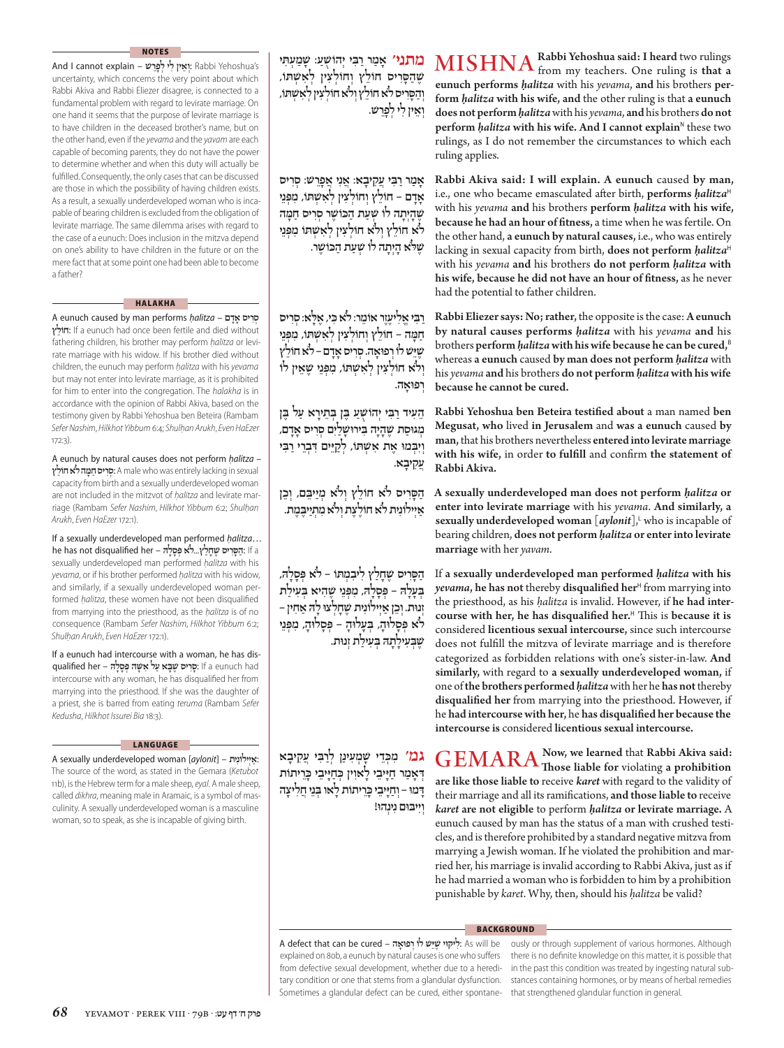## NOTES

**And I cannot explain** – **וְאֵין לִי לְפָרֵשׁ**: Rabbi Yehoshua's uncertainty, which concerns the very point about which Rabbi Akiva and Rabbi Eliezer disagree, is connected to a fundamental problem with regard to levirate marriage. On one hand it seems that the purpose of levirate marriage is to have children in the deceased brother's name, but on the other hand, even if the *yevama* and the *yavam* are each capable of becoming parents, they do not have the power to determine whether and when this duty will actually be fulfilled. Consequently, the only cases that can be discussed are those in which the possibility of having children exists. As a result, a sexually underdeveloped woman who is incapable of bearing children is excluded from the obligation of levirate marriage. The same dilemma arises with regard to the case of a eunuch: Does inclusion in the mitzva depend on one's ability to have children in the future or on the mere fact that at some point one had been able to become a father?

## HALAKHA

**A eunuch caused by man performs *ḥalitza*** – **סְרִיס אָדָם חוֹלֵץ**: If a eunuch had once been fertile and died without fathering children, his brother may perform *ḥalitza* or levirate marriage with his widow. If his brother died without children, the eunuch may perform *ḥalitza* with his *yevama* but may not enter into levirate marriage, as it is prohibited for him to enter into the congregation. The *halakha* is in accordance with the opinion of Rabbi Akiva, based on the testimony given by Rabbi Yehoshua ben Beteira (Rambam *Sefer Nashim*, *Hilkhot Yibbum* 6:4; *Shulḥan Arukh*, *Even HaEzer* 172:3).

**A eunuch by natural causes does not perform *ḥalitza*** – **סְרִיס חַמָּה לֹא חוֹלֵץ**: A male who was entirely lacking in sexual capacity from birth and a sexually underdeveloped woman are not included in the mitzvot of *ḥalitza* and levirate marriage (Rambam *Sefer Nashim*, *Hilkhot Yibbum* 6:2; *Shulḥan Arukh*, *Even HaEzer* 172:1).

**If a sexually underdeveloped man performed *ḥalitza*…he has not disqualified her** – **הַסָּרִיס שֶׁחָלַץ...לֹא פְּסָלָהּ**: If a sexually underdeveloped man performed *ḥalitza* with his *yevama*, or if his brother performed *ḥalitza* with his widow, and similarly, if a sexually underdeveloped woman performed *ḥalitza*, these women have not been disqualified from marrying into the priesthood, as the *ḥalitza* is of no consequence (Rambam *Sefer Nashim*, *Hilkhot Yibbum* 6:2; *Shulḥan Arukh*, *Even HaEzer* 172:1).

**If a eunuch had intercourse with a woman, he has disqualified her** – **סָרִיס שֶׁבָּא עַל אִשָּׁה פְּסָלָהּ**: If a eunuch had intercourse with any woman, he has disqualified her from marrying into the priesthood. If she was the daughter of a priest, she is barred from eating *teruma* (Rambam *Sefer Kedusha*, *Hilkhot Issurei Bia* 18:3).

## LANGUAGE

**A sexually underdeveloped woman [*aylonit*]** – **אַיְילוֹנִית**: The source of the word, as stated in the Gemara (*Ketubot* 11b), is the Hebrew term for a male sheep, *ayil*. A male sheep, called *dikhra*, meaning male in Aramaic, is a symbol of masculinity. A sexually underdeveloped woman is a masculine woman, so to speak, as she is incapable of giving birth.

---

**מתני׳** אָמַר רַבִּי יְהוֹשֻׁעַ: שָׁמַעְתִּי שֶׁהַסָּרִיס חוֹלֵץ וְחוֹלְצִין לְאִשְׁתּוֹ, וְהַסָּרִיס לֹא חוֹלֵץ וְלֹא חוֹלְצִין לְאִשְׁתּוֹ, וְאֵין לִי לְפָרֵשׁ.

**MISHNA** **Rabbi Yehoshua said: I heard** two rulings from my teachers. One ruling is **that a eunuch performs *ḥalitza*** with his *yevama*, **and** his brothers **perform *ḥalitza* with his wife, and** the other ruling is that **a eunuch does not perform *ḥalitza*** with his *yevama*, **and** his brothers **do not perform *ḥalitza* with his wife. And I cannot explain**[N] these two rulings, as I do not remember the circumstances to which each ruling applies.

אָמַר רַבִּי עֲקִיבָא: אֲנִי אֲפָרֵשׁ: סְרִיס אָדָם – חוֹלֵץ וְחוֹלְצִין לְאִשְׁתּוֹ, מִפְּנֵי שֶׁהָיְתָה לוֹ שְׁעַת הַכּוֹשֶׁר. סְרִיס חַמָּה לֹא חוֹלֵץ וְלֹא חוֹלְצִין לְאִשְׁתּוֹ מִפְּנֵי שֶׁלֹּא הָיְתָה לוֹ שְׁעַת הַכּוֹשֶׁר.

**Rabbi Akiva said: I will explain. A eunuch** caused **by man,** i.e., one who became emasculated after birth, **performs *ḥalitza***[H] with his *yevama* **and** his brothers **perform *ḥalitza* with his wife, because he had an hour of fitness,** a time when he was fertile. On the other hand, **a eunuch by natural causes,** i.e., who was entirely lacking in sexual capacity from birth, **does not perform *ḥalitza***[H] with his *yevama* **and** his brothers **do not perform *ḥalitza* with his wife, because he did not have an hour of fitness,** as he never had the potential to father children.

רַבִּי אֱלִיעֶזֶר אוֹמֵר: לֹא כִּי, אֶלָּא: סְרִיס חַמָּה – חוֹלֵץ וְחוֹלְצִין לְאִשְׁתּוֹ, מִפְּנֵי שֶׁיֵּשׁ לוֹ רְפוּאָה. סְרִיס אָדָם – לֹא חוֹלֵץ וְלֹא חוֹלְצִין לְאִשְׁתּוֹ, מִפְּנֵי שֶׁאֵין לוֹ רְפוּאָה.

**Rabbi Eliezer says: No; rather,** the opposite is the case: **A eunuch by natural causes performs *ḥalitza*** with his *yevama* **and** his brothers **perform *ḥalitza* with his wife because he can be cured,**[B] whereas **a eunuch** caused **by man does not perform *ḥalitza*** with his *yevama* **and** his brothers **do not perform *ḥalitza* with his wife because he cannot be cured.**

הֵעִיד רַבִּי יְהוֹשֻׁעַ בֶּן בְּתֵירָא עַל בֶּן מְגוּסַת שֶׁהָיָה בִּירוּשָׁלַיִם סְרִיס אָדָם, וְיִבְּמוּ אֶת אִשְׁתּוֹ, לְקַיֵּים דִּבְרֵי רַבִּי עֲקִיבָא.

**Rabbi Yehoshua ben Beteira testified about** a man named **ben Megusat, who** lived **in Jerusalem** and **was a eunuch** caused **by man,** that his brothers nevertheless **entered into levirate marriage with his wife,** in order **to fulfill** and confirm **the statement of Rabbi Akiva.**

הַסָּרִיס לֹא חוֹלֵץ וְלֹא מְיַיבֵּם, וְכֵן אַיְילוֹנִית לֹא חוֹלֶצֶת וְלֹא מִתְיַיבֶּמֶת.

**A sexually underdeveloped man does not perform *ḥalitza* or enter into levirate marriage** with his *yevama*. **And similarly, a sexually underdeveloped woman** [***aylonit***],[L] who is incapable of bearing children, **does not perform *ḥalitza* or enter into levirate marriage** with her *yavam*.

הַסָּרִיס שֶׁחָלַץ לִיבִמְתּוֹ – לֹא פְּסָלָהּ, בְּעָלָהּ – פְּסָלָהּ, מִפְּנֵי שֶׁהִיא בְּעִילַת זְנוּת. וְכֵן אַיְילוֹנִית שֶׁחָלְצוּ לָהּ אַחִין – לֹא פְּסָלוּהָ, בְּעָלוּהָ – פְּסָלוּהָ, מִפְּנֵי שֶׁבְּעִילָתָהּ בְּעִילַת זְנוּת.

If **a sexually underdeveloped man performed *ḥalitza* with his *yevama*, he has not** thereby **disqualified her**[H] from marrying into the priesthood, as his *ḥalitza* is invalid. However, if **he had intercourse with her, he has disqualified her.**[H] This is **because it is** considered **licentious sexual intercourse,** since such intercourse does not fulfill the mitzva of levirate marriage and is therefore categorized as forbidden relations with one's sister-in-law. **And similarly,** with regard to **a sexually underdeveloped woman,** if one of **the brothers performed *ḥalitza*** with her he **has not** thereby **disqualified her** from marrying into the priesthood. However, if he **had intercourse with her,** he **has disqualified her because the intercourse is** considered **licentious sexual intercourse.**

**גמ׳** מִכְּדִי שָׁמְעִינַן לְרַבִּי עֲקִיבָא דְּאָמַר חַיָּיבֵי לָאוִין כְּחַיָּיבֵי כְרֵיתוֹת דָּמוּ – וְחַיָּיבֵי כְרֵיתוֹת לָאו בְּנֵי חֲלִיצָה וְיִיבּוּם נִינְהוּ!

**GEMARA** **Now, we learned** that **Rabbi Akiva said: Those liable for** violating **a prohibition are like those liable to** receive ***karet*** with regard to the validity of their marriage and all its ramifications, **and those liable to** receive ***karet* are not eligible** to perform ***ḥalitza* or levirate marriage.** A eunuch caused by man has the status of a man with crushed testicles, and is therefore prohibited by a standard negative mitzva from marrying a Jewish woman. If he violated the prohibition and married her, his marriage is invalid according to Rabbi Akiva, just as if he had married a woman who is forbidden to him by a prohibition punishable by *karet*. Why, then, should his *ḥalitza* be valid?

## BACKGROUND

**A defect that can be cured** – **לִיקּוּי שֶׁיֵּשׁ לוֹ רְפוּאָה**: As will be explained on 80b, a eunuch by natural causes is one who suffers from defective sexual development, whether due to a hereditary condition or one that stems from a glandular dysfunction. Sometimes a glandular defect can be cured, either spontaneously or through supplement of various hormones. Although there is no definite knowledge on this matter, it is possible that in the past this condition was treated by ingesting natural substances containing hormones, or by means of herbal remedies that strengthened glandular function in general.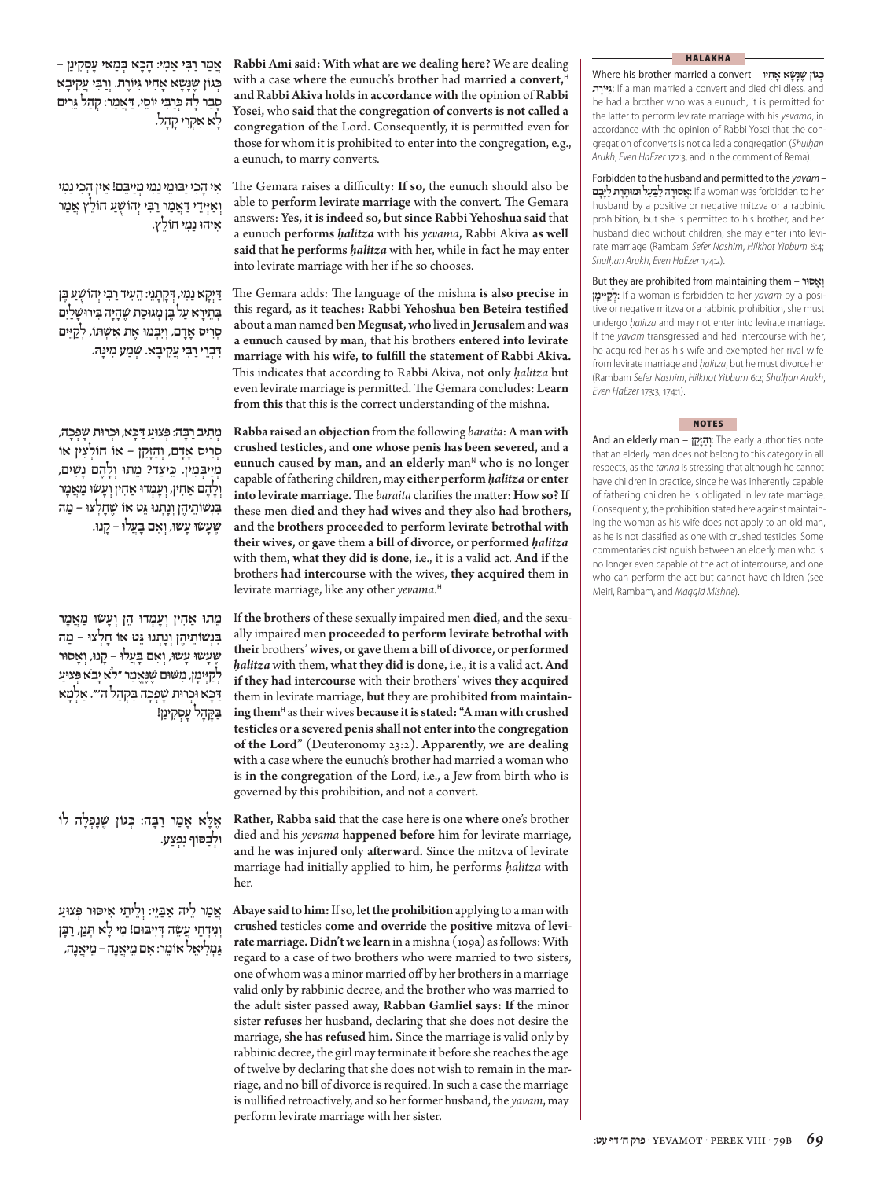אָמַר רַבִּי אַמִי: הָכָא בְּמַאי עָסְקִינַן – כְּגוֹן שֶׁנָּשָׂא אָחִיו גִּיּוֹרֶת. וְרַבִּי עֲקִיבָא סָבַר לָהּ כְּרַבִּי יוֹסֵי, דְּאָמַר: קְהַל גֵּרִים לָא אִקְרִי קָהָל.

**Rabbi Ami said: With what are we dealing here?** We are dealing with a case **where** the eunuch's **brother** had **married a convert,**[H] **and Rabbi Akiva holds in accordance with** the opinion of **Rabbi Yosei,** who **said** that the **congregation of converts is not called a congregation** of the Lord. Consequently, it is permitted even for those for whom it is prohibited to enter into the congregation, e.g., a eunuch, to marry converts.

אִי הָכִי יַבּוּמֵי נַמִי מְיַיבֵּם! אִין הָכִי נַמִי וְאַיְּידֵי דַּאֲמַר רַבִּי יְהוֹשֻׁעַ חוֹלֵץ אֲמַר אִיהוּ נַמִי חוֹלֵץ.

The Gemara raises a difficulty: **If so,** the eunuch should also be able to **perform levirate marriage** with the convert. The Gemara answers: **Yes, it is indeed so, but since Rabbi Yehoshua said** that a eunuch **performs *ḥalitza*** with his *yevama*, Rabbi Akiva **as well said** that **he performs *ḥalitza*** with her, while in fact he may enter into levirate marriage with her if he so chooses.

דַּיְקָא נַמִי, דְּקָתָנֵי: הֵעִיד רַבִּי יְהוֹשֻׁעַ בֶּן בְּתֵירָא עַל בֶּן מְגוֹסַת שֶׁהָיָה בִּירוּשָׁלַיִם סְרִיס אָדָם, וְיִבְּמוּ אֶת אִשְׁתּוֹ, לְקַיֵּים דִּבְרֵי רַבִּי עֲקִיבָא. שְׁמַע מִינַּהּ.

The Gemara adds: The language of the mishna **is also precise** in this regard, **as it teaches: Rabbi Yehoshua ben Beteira testified about** a man named **ben Megusat, who** lived **in Jerusalem** and **was a eunuch** caused **by man,** that his brothers **entered into levirate marriage with his wife, to fulfill the statement of Rabbi Akiva.** This indicates that according to Rabbi Akiva, not only *ḥalitza* but even levirate marriage is permitted. The Gemara concludes: **Learn from this** that this is the correct understanding of the mishna.

מְתִיב רַבָּה: פְּצוּעַ דַּכָּא, וּכְרוּת שָׁפְכָה, סְרִיס אָדָם, וְהַזָּקֵן – אוֹ חוֹלְצִין אוֹ מְיַיבְּמִין. כֵּיצַד? מֵתוּ וְלָהֶם נָשִׁים, וְלָהֶם אַחִין, וְעָמְדוּ אַחִין וְעָשׂוּ מַאֲמָר בִּנְשׁוֹתֵיהֶן וְנָתְנוּ גֵּט אוֹ שֶׁחָלְצוּ – מַה שֶּׁעָשׂוּ עָשׂוּ, וְאִם בָּעֲלוּ – קָנוּ.

**Rabba raised an objection** from the following *baraita*: **A man with crushed testicles, and one whose penis has been severed,** and **a eunuch** caused **by man, and an elderly** man[N] who is no longer capable of fathering children, may **either perform *ḥalitza* or enter into levirate marriage.** The *baraita* clarifies the matter: **How so?** If these men **died and they had wives and they** also **had brothers, and the brothers proceeded to perform levirate betrothal with their wives,** or **gave** them **a bill of divorce, or performed *ḥalitza*** with them, **what they did is done,** i.e., it is a valid act. **And if** the brothers **had intercourse** with the wives, **they acquired** them in levirate marriage, like any other *yevama*.[H]

מֵתוּ אַחִין וְעָמְדוּ הֵן וְעָשׂוּ מַאֲמָר בִּנְשׁוֹתֵיהֶן וְנָתְנוּ גֵּט אוֹ חָלְצוּ – מַה שֶּׁעָשׂוּ עָשׂוּ, וְאִם בָּעֲלוּ – קָנוּ, וְאָסוּר לְקַיְּימָן, מִשּׁוּם שֶׁנֶּאֱמַר ״לֹא יָבֹא פְצוּעַ דַּכָּא וּכְרוּת שָׁפְכָה בִּקְהַל ה׳״. אַלְמָא בְּקָהָל עָסְקִינַן!

If **the brothers** of these sexually impaired men **died, and** the sexually impaired men **proceeded to perform levirate betrothal with their** brothers' **wives,** or **gave** them **a bill of divorce, or performed *ḥalitza*** with them, **what they did is done,** i.e., it is a valid act. **And if they had intercourse** with their brothers' wives **they acquired** them in levirate marriage, **but** they are **prohibited from maintaining them**[H] as their wives **because it is stated: "A man with crushed testicles or a severed penis shall not enter into the congregation of the Lord"** (Deuteronomy 23:2). **Apparently, we are dealing with** a case where the eunuch's brother had married a woman who is **in the congregation** of the Lord, i.e., a Jew from birth who is governed by this prohibition, and not a convert.

אֶלָּא אָמַר רַבָּה: כְּגוֹן שֶׁנָּפְלָה לוֹ וּלְבַסּוֹף נִפְצַע.

**Rather, Rabba said** that the case here is one **where** one's brother died and his *yevama* **happened before him** for levirate marriage, **and he was injured** only **afterward.** Since the mitzva of levirate marriage had initially applied to him, he performs *ḥalitza* with her.

אֲמַר לֵיהּ אַבָּיֵי: וְלֵיתֵי אִיסּוּר פְּצוּעַ וְנִידְחֵי עֲשֵׂה דְּיִיבּוּם! מִי לָא תְּנַן, רַבָּן גַּמְלִיאֵל אוֹמֵר: אִם מֵיאֲנָה – מֵיאֲנָה,

**Abaye said to him:** If so, **let the prohibition** applying to a man with **crushed** testicles **come and override** the **positive** mitzva **of levirate marriage. Didn't we learn** in a mishna (109a) as follows: With regard to a case of two brothers who were married to two sisters, one of whom was a minor married off by her brothers in a marriage valid only by rabbinic decree, and the brother who was married to the adult sister passed away, **Rabban Gamliel says: If** the minor sister **refuses** her husband, declaring that she does not desire the marriage, **she has refused him.** Since the marriage is valid only by rabbinic decree, the girl may terminate it before she reaches the age of twelve by declaring that she does not wish to remain in the marriage, and no bill of divorce is required. In such a case the marriage is nullified retroactively, and so her former husband, the *yavam*, may perform levirate marriage with her sister.

## HALAKHA

**Where his brother married a convert – כְּגוֹן שֶׁנָּשָׂא אָחִיו גִּיּוֹרֶת:** If a man married a convert and died childless, and he had a brother who was a eunuch, it is permitted for the latter to perform levirate marriage with his *yevama*, in accordance with the opinion of Rabbi Yosei that the congregation of converts is not called a congregation (*Shulḥan Arukh*, *Even HaEzer* 172:3, and in the comment of Rema).

**Forbidden to the husband and permitted to the *yavam* – אֲסוּרָה לְבַעַל וּמוּתֶּרֶת לְיָבָם:** If a woman was forbidden to her husband by a positive or negative mitzva or a rabbinic prohibition, but she is permitted to his brother, and her husband died without children, she may enter into levirate marriage (Rambam *Sefer Nashim*, *Hilkhot Yibbum* 6:4; *Shulḥan Arukh*, *Even HaEzer* 174:2).

**But they are prohibited from maintaining them – וְאָסוּר לְקַיְּימָן:** If a woman is forbidden to her *yavam* by a positive or negative mitzva or a rabbinic prohibition, she must undergo *ḥalitza* and may not enter into levirate marriage. If the *yavam* transgressed and had intercourse with her, he acquired her as his wife and exempted her rival wife from levirate marriage and *ḥalitza*, but he must divorce her (Rambam *Sefer Nashim*, *Hilkhot Yibbum* 6:2; *Shulḥan Arukh*, *Even HaEzer* 173:3, 174:1).

## NOTES

**And an elderly man – וְהַזָּקֵן:** The early authorities note that an elderly man does not belong to this category in all respects, as the *tanna* is stressing that although he cannot have children in practice, since he was inherently capable of fathering children he is obligated in levirate marriage. Consequently, the prohibition stated here against maintaining the woman as his wife does not apply to an old man, as he is not classified as one with crushed testicles. Some commentaries distinguish between an elderly man who is no longer even capable of the act of intercourse, and one who can perform the act but cannot have children (see Meiri, Rambam, and *Maggid Mishne*).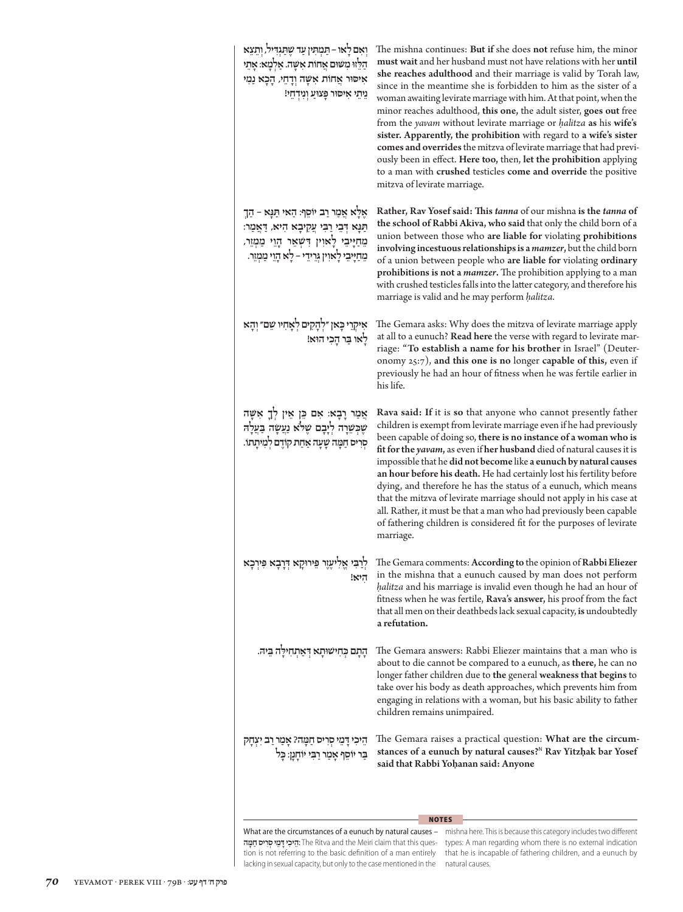וְאִם לָאו – תַּמְתִּין עַד שֶׁתַּגְדִּיל, וְתֵצֵא הַלָּזוּ מִשּׁוּם אֲחוֹת אִשָּׁה. אַלְמָא: אָתֵי אִיסּוּר אֲחוֹת אִשָּׁה וְדָחֵי, הָכָא נַמִי נֵיתֵי אִיסּוּר פָּצוּעַ וְנִידְחֵי!

The mishna continues: **But if** she does **not** refuse him, the minor **must wait** and her husband must not have relations with her **until she reaches adulthood** and their marriage is valid by Torah law, since in the meantime she is forbidden to him as the sister of a woman awaiting levirate marriage with him. At that point, when the minor reaches adulthood, **this one,** the adult sister, **goes out** free from the *yavam* without levirate marriage or *ḥalitza* **as** his **wife's sister. Apparently, the prohibition** with regard to **a wife's sister comes and overrides** the mitzva of levirate marriage that had previously been in effect. **Here too,** then, **let the prohibition** applying to a man with **crushed** testicles **come and override** the positive mitzva of levirate marriage.

אֶלָּא אָמַר רַב יוֹסֵף: הַאי תַּנָּא – הָךְ תַּנָּא דְּבֵי רַבִּי עֲקִיבָא הִיא, דְּאָמַר: מְחַיְּיבֵי לָאוִין דִּשְׁאֵר הָוֵי מַמְזֵר, מְחַיְּיבֵי לָאוִין גְּרֵידֵי – לָא הָוֵי מַמְזֵר.

**Rather, Rav Yosef said: This** *tanna* of our mishna **is the** *tanna* **of the school of Rabbi Akiva, who said** that only the child born of a union between those who **are liable for** violating **prohibitions involving incestuous relationships is a** *mamzer*, but the child born of a union between people who **are liable for** violating **ordinary prohibitions is not a** *mamzer*. The prohibition applying to a man with crushed testicles falls into the latter category, and therefore his marriage is valid and he may perform *ḥalitza*.

אִיקְּרֵי כָּאן ״לְהָקִים לְאָחִיו שֵׁם״ וְהָא לָאו בַּר הָכִי הוּא!

The Gemara asks: Why does the mitzva of levirate marriage apply at all to a eunuch? **Read here** the verse with regard to levirate marriage: "**To establish a name for his brother** in Israel" (Deuteronomy 25:7), **and this one is no** longer **capable of this,** even if previously he had an hour of fitness when he was fertile earlier in his life.

אָמַר רָבָא: אִם כֵּן אֵין לָךְ אִשָּׁה שֶׁכְּשֵׁרָה לְיַבֵּם שֶׁלֹּא נַעֲשָׂה בַּעֲלָהּ סְרִיס חַמָּה שָׁעָה אַחַת קוֹדֶם לְמִיתָתוֹ.

**Rava said: If** it is **so** that anyone who cannot presently father children is exempt from levirate marriage even if he had previously been capable of doing so, **there is no instance of a woman who is fit for the** *yavam*, as even if **her husband** died of natural causes it is impossible that he **did not become** like **a eunuch by natural causes an hour before his death.** He had certainly lost his fertility before dying, and therefore he has the status of a eunuch, which means that the mitzva of levirate marriage should not apply in his case at all. Rather, it must be that a man who had previously been capable of fathering children is considered fit for the purposes of levirate marriage.

לְרַבִּי אֱלִיעֶזֶר פֵּירוּקָא דְּרָבָא פִּירְכָא הִיא!

The Gemara comments: **According to** the opinion of **Rabbi Eliezer** in the mishna that a eunuch caused by man does not perform *ḥalitza* and his marriage is invalid even though he had an hour of fitness when he was fertile, **Rava's answer,** his proof from the fact that all men on their deathbeds lack sexual capacity, **is** undoubtedly **a refutation.**

הָתָם כְּחִישׁוּתָא דְּאַתְחִילָה בֵּיהּ.

The Gemara answers: Rabbi Eliezer maintains that a man who is about to die cannot be compared to a eunuch, as **there,** he can no longer father children due to **the** general **weakness that begins** to take over his body as death approaches, which prevents him from engaging in relations with a woman, but his basic ability to father children remains unimpaired.

הֵיכִי דָּמֵי סְרִיס חַמָּה? אָמַר רַב יִצְחָק בַּר יוֹסֵף אָמַר רַבִּי יוֹחָנָן: כָּל

The Gemara raises a practical question: **What are the circumstances of a eunuch by natural causes?**[N] **Rav Yitzḥak bar Yosef said that Rabbi Yoḥanan said: Anyone**

NOTES

What are the circumstances of a eunuch by natural causes – הֵיכִי דָּמֵי סְרִיס חַמָּה: The Ritva and the Meiri claim that this question is not referring to the basic definition of a man entirely lacking in sexual capacity, but only to the case mentioned in the mishna here. This is because this category includes two different types: A man regarding whom there is no external indication that he is incapable of fathering children, and a eunuch by natural causes.